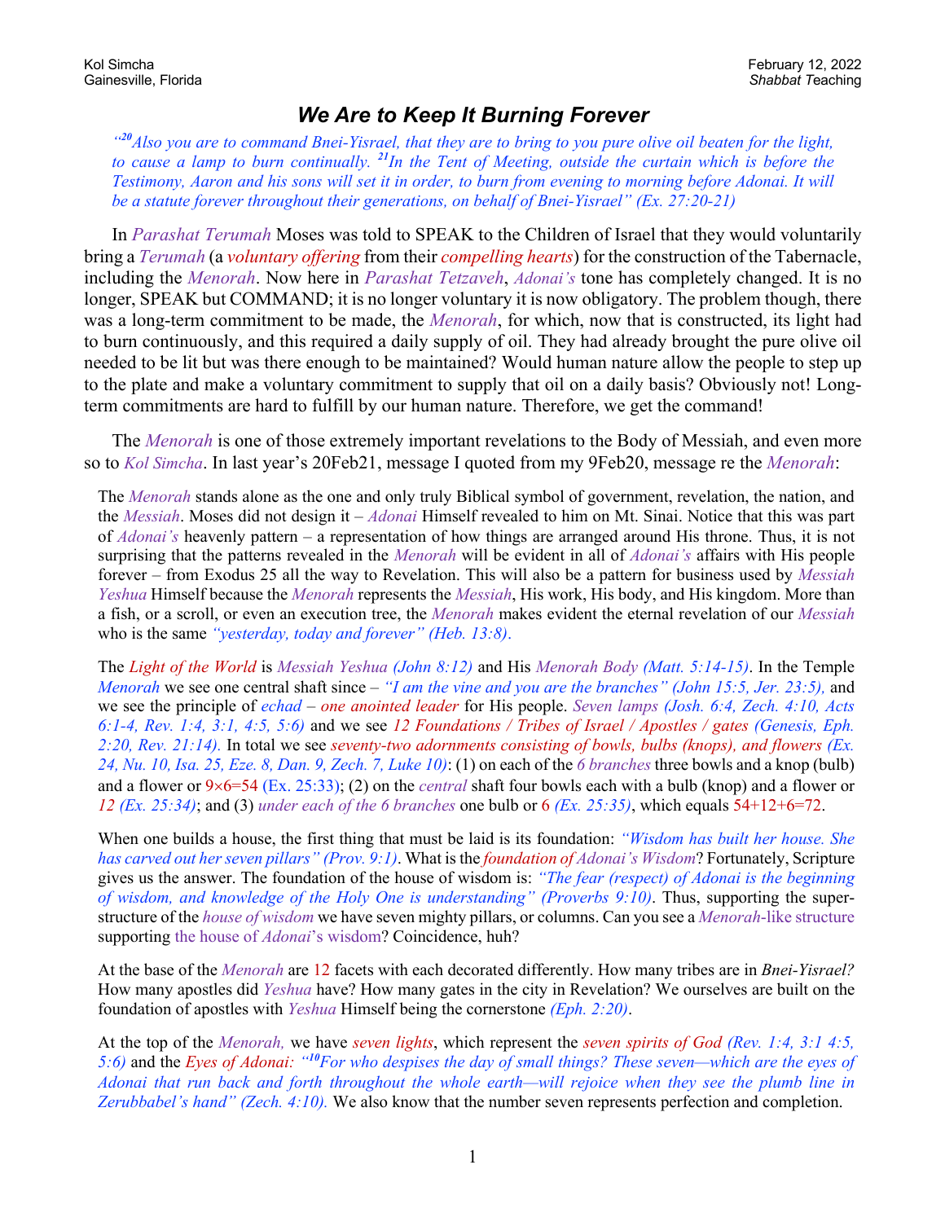Kol Simcha
Gainesville, Florida

February 12, 2022
*Shabbat* Teaching

# *We Are to Keep It Burning Forever*

*"[20]Also you are to command Bnei-Yisrael, that they are to bring to you pure olive oil beaten for the light, to cause a lamp to burn continually. [21]In the Tent of Meeting, outside the curtain which is before the Testimony, Aaron and his sons will set it in order, to burn from evening to morning before Adonai. It will be a statute forever throughout their generations, on behalf of Bnei-Yisrael" (Ex. 27:20-21)*

In *Parashat Terumah* Moses was told to SPEAK to the Children of Israel that they would voluntarily bring a *Terumah* (a *voluntary offering* from their *compelling hearts*) for the construction of the Tabernacle, including the *Menorah*. Now here in *Parashat Tetzaveh*, *Adonai's* tone has completely changed. It is no longer, SPEAK but COMMAND; it is no longer voluntary it is now obligatory. The problem though, there was a long-term commitment to be made, the *Menorah*, for which, now that is constructed, its light had to burn continuously, and this required a daily supply of oil. They had already brought the pure olive oil needed to be lit but was there enough to be maintained? Would human nature allow the people to step up to the plate and make a voluntary commitment to supply that oil on a daily basis? Obviously not! Long-term commitments are hard to fulfill by our human nature. Therefore, we get the command!

The *Menorah* is one of those extremely important revelations to the Body of Messiah, and even more so to *Kol Simcha*. In last year's 20Feb21, message I quoted from my 9Feb20, message re the *Menorah*:

> The *Menorah* stands alone as the one and only truly Biblical symbol of government, revelation, the nation, and the *Messiah*. Moses did not design it – *Adonai* Himself revealed to him on Mt. Sinai. Notice that this was part of *Adonai's* heavenly pattern – a representation of how things are arranged around His throne. Thus, it is not surprising that the patterns revealed in the *Menorah* will be evident in all of *Adonai's* affairs with His people forever – from Exodus 25 all the way to Revelation. This will also be a pattern for business used by *Messiah Yeshua* Himself because the *Menorah* represents the *Messiah*, His work, His body, and His kingdom. More than a fish, or a scroll, or even an execution tree, the *Menorah* makes evident the eternal revelation of our *Messiah* who is the same *"yesterday, today and forever" (Heb. 13:8)*.
>
> The *Light of the World* is *Messiah Yeshua (John 8:12)* and His *Menorah Body (Matt. 5:14-15)*. In the Temple *Menorah* we see one central shaft since – *"I am the vine and you are the branches" (John 15:5, Jer. 23:5),* and we see the principle of *echad* – *one anointed leader* for His people. *Seven lamps (Josh. 6:4, Zech. 4:10, Acts 6:1-4, Rev. 1:4, 3:1, 4:5, 5:6)* and we see *12 Foundations / Tribes of Israel / Apostles / gates (Genesis, Eph. 2:20, Rev. 21:14).* In total we see *seventy-two adornments consisting of bowls, bulbs (knops), and flowers (Ex. 24, Nu. 10, Isa. 25, Eze. 8, Dan. 9, Zech. 7, Luke 10)*: (1) on each of the *6 branches* three bowls and a knop (bulb) and a flower or 9×6=54 (Ex. 25:33); (2) on the *central* shaft four bowls each with a bulb (knop) and a flower or *12 (Ex. 25:34)*; and (3) *under each of the 6 branches* one bulb or 6 *(Ex. 25:35)*, which equals 54+12+6=72.
>
> When one builds a house, the first thing that must be laid is its foundation: *"Wisdom has built her house. She has carved out her seven pillars" (Prov. 9:1)*. What is the *foundation of Adonai's Wisdom*? Fortunately, Scripture gives us the answer. The foundation of the house of wisdom is: *"The fear (respect) of Adonai is the beginning of wisdom, and knowledge of the Holy One is understanding" (Proverbs 9:10)*. Thus, supporting the super-structure of the *house of wisdom* we have seven mighty pillars, or columns. Can you see a *Menorah*-like structure supporting the house of *Adonai*'s wisdom? Coincidence, huh?
>
> At the base of the *Menorah* are 12 facets with each decorated differently. How many tribes are in *Bnei-Yisrael?* How many apostles did *Yeshua* have? How many gates in the city in Revelation? We ourselves are built on the foundation of apostles with *Yeshua* Himself being the cornerstone *(Eph. 2:20)*.
>
> At the top of the *Menorah,* we have *seven lights*, which represent the *seven spirits of God (Rev. 1:4, 3:1 4:5, 5:6)* and the *Eyes of Adonai: "[10]For who despises the day of small things? These seven—which are the eyes of Adonai that run back and forth throughout the whole earth—will rejoice when they see the plumb line in Zerubbabel's hand" (Zech. 4:10).* We also know that the number seven represents perfection and completion.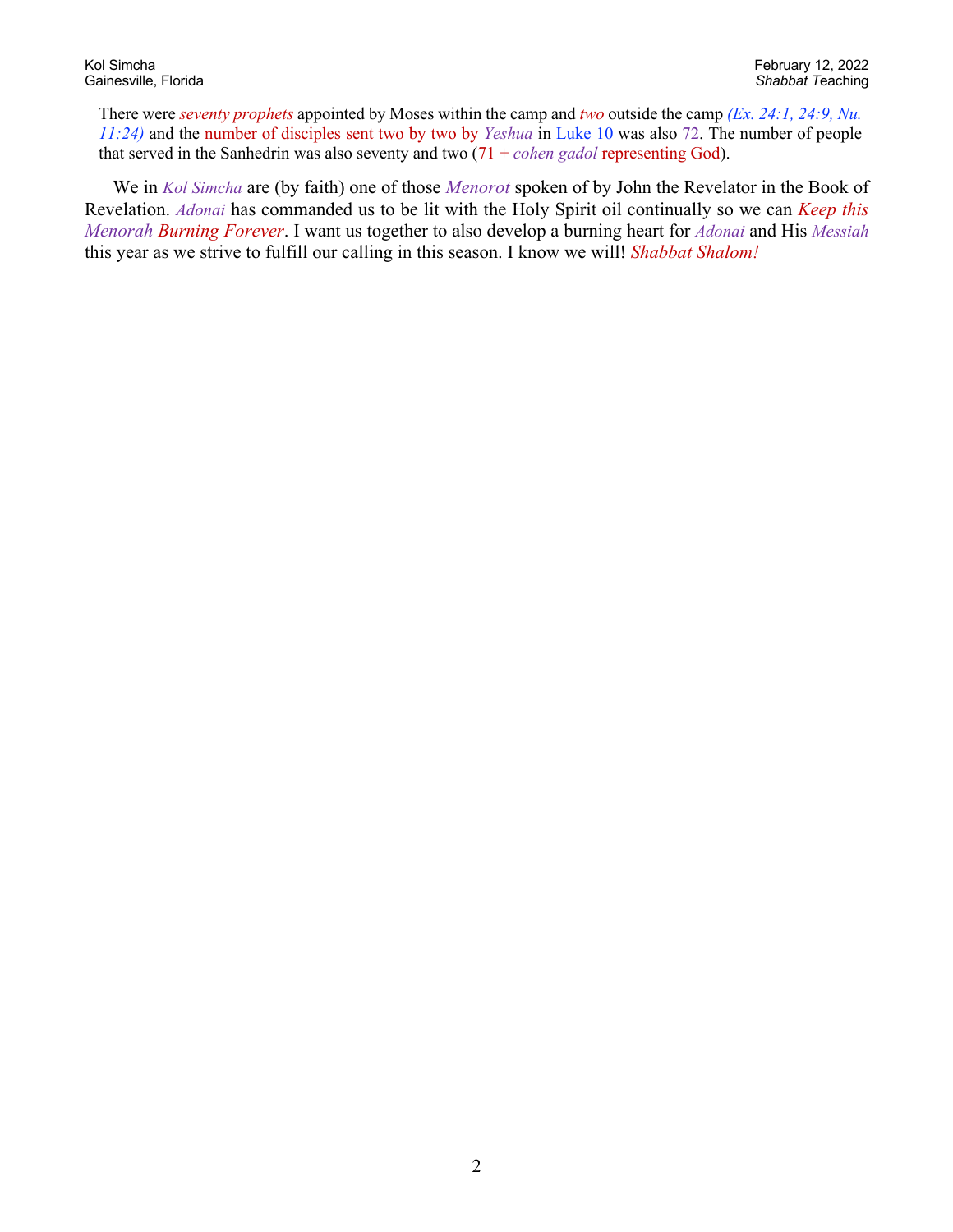There were *seventy prophets* appointed by Moses within the camp and *two* outside the camp *(Ex. 24:1, 24:9, Nu. 11:24)* and the number of disciples sent two by two by *Yeshua* in Luke 10 was also 72. The number of people that served in the Sanhedrin was also seventy and two (71 + *cohen gadol* representing God).

We in *Kol Simcha* are (by faith) one of those *Menorot* spoken of by John the Revelator in the Book of Revelation. *Adonai* has commanded us to be lit with the Holy Spirit oil continually so we can *Keep this Menorah Burning Forever*. I want us together to also develop a burning heart for *Adonai* and His *Messiah* this year as we strive to fulfill our calling in this season. I know we will! *Shabbat Shalom!*